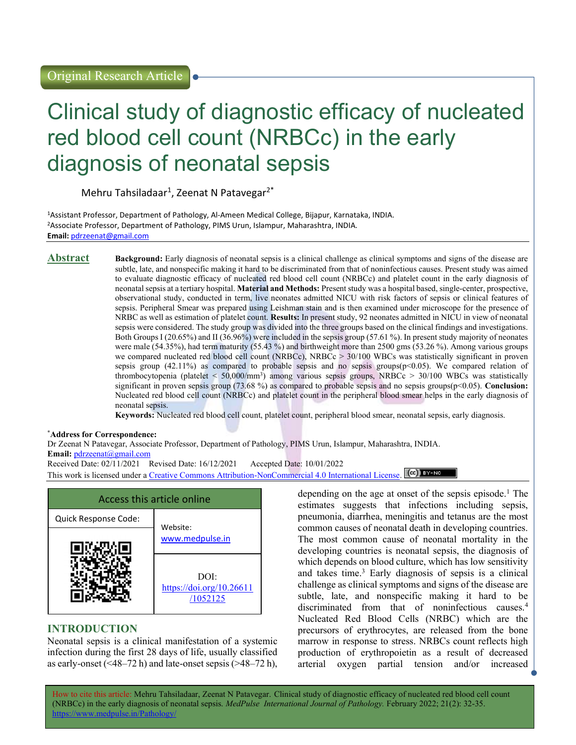Original Research Article

# Clinical study of diagnostic efficacy of nucleated red blood cell count (NRBCc) in the early diagnosis of neonatal sepsis

Mehru Tahsiladaar[1], Zeenat N Patavegar[2*]

[1]Assistant Professor, Department of Pathology, Al-Ameen Medical College, Bijapur, Karnataka, INDIA.
[2]Associate Professor, Department of Pathology, PIMS Urun, Islampur, Maharashtra, INDIA.
**Email:** pdrzeenat@gmail.com

## Abstract

**Background:** Early diagnosis of neonatal sepsis is a clinical challenge as clinical symptoms and signs of the disease are subtle, late, and nonspecific making it hard to be discriminated from that of noninfectious causes. Present study was aimed to evaluate diagnostic efficacy of nucleated red blood cell count (NRBCc) and platelet count in the early diagnosis of neonatal sepsis at a tertiary hospital. **Material and Methods:** Present study was a hospital based, single-center, prospective, observational study, conducted in term, live neonates admitted NICU with risk factors of sepsis or clinical features of sepsis. Peripheral Smear was prepared using Leishman stain and is then examined under microscope for the presence of NRBC as well as estimation of platelet count. **Results:** In present study, 92 neonates admitted in NICU in view of neonatal sepsis were considered. The study group was divided into the three groups based on the clinical findings and investigations. Both Groups I (20.65%) and II (36.96%) were included in the sepsis group (57.61 %). In present study majority of neonates were male (54.35%), had term maturity (55.43 %) and birthweight more than 2500 gms (53.26 %). Among various groups we compared nucleated red blood cell count (NRBCc), NRBCc > 30/100 WBCs was statistically significant in proven sepsis group (42.11%) as compared to probable sepsis and no sepsis groups($p<0.05$). We compared relation of thrombocytopenia (platelet < 50,000/mm$^3$) among various sepsis groups, NRBCc > 30/100 WBCs was statistically significant in proven sepsis group (73.68 %) as compared to probable sepsis and no sepsis groups($p<0.05$). **Conclusion:** Nucleated red blood cell count (NRBCc) and platelet count in the peripheral blood smear helps in the early diagnosis of neonatal sepsis.

**Keywords:** Nucleated red blood cell count, platelet count, peripheral blood smear, neonatal sepsis, early diagnosis.

**\*Address for Correspondence:**
Dr Zeenat N Patavegar, Associate Professor, Department of Pathology, PIMS Urun, Islampur, Maharashtra, INDIA.
**Email:** pdrzeenat@gmail.com
Received Date: 02/11/2021 Revised Date: 16/12/2021 Accepted Date: 10/01/2022
This work is licensed under a Creative Commons Attribution-NonCommercial 4.0 International License.

| Access this article online | |
|---|---|
| Quick Response Code: | Website: www.medpulse.in |
| | DOI: https://doi.org/10.26611/1052125 |

## INTRODUCTION

Neonatal sepsis is a clinical manifestation of a systemic infection during the first 28 days of life, usually classified as early-onset (<48–72 h) and late-onset sepsis (>48–72 h), depending on the age at onset of the sepsis episode.[1] The estimates suggests that infections including sepsis, pneumonia, diarrhea, meningitis and tetanus are the most common causes of neonatal death in developing countries. The most common cause of neonatal mortality in the developing countries is neonatal sepsis, the diagnosis of which depends on blood culture, which has low sensitivity and takes time.[3] Early diagnosis of sepsis is a clinical challenge as clinical symptoms and signs of the disease are subtle, late, and nonspecific making it hard to be discriminated from that of noninfectious causes.[4] Nucleated Red Blood Cells (NRBC) which are the precursors of erythrocytes, are released from the bone marrow in response to stress. NRBCs count reflects high production of erythropoietin as a result of decreased arterial oxygen partial tension and/or increased

How to cite this article: Mehru Tahsiladaar, Zeenat N Patavegar. Clinical study of diagnostic efficacy of nucleated red blood cell count (NRBCc) in the early diagnosis of neonatal sepsis. *MedPulse International Journal of Pathology.* February 2022; 21(2): 32-35. https://www.medpulse.in/Pathology/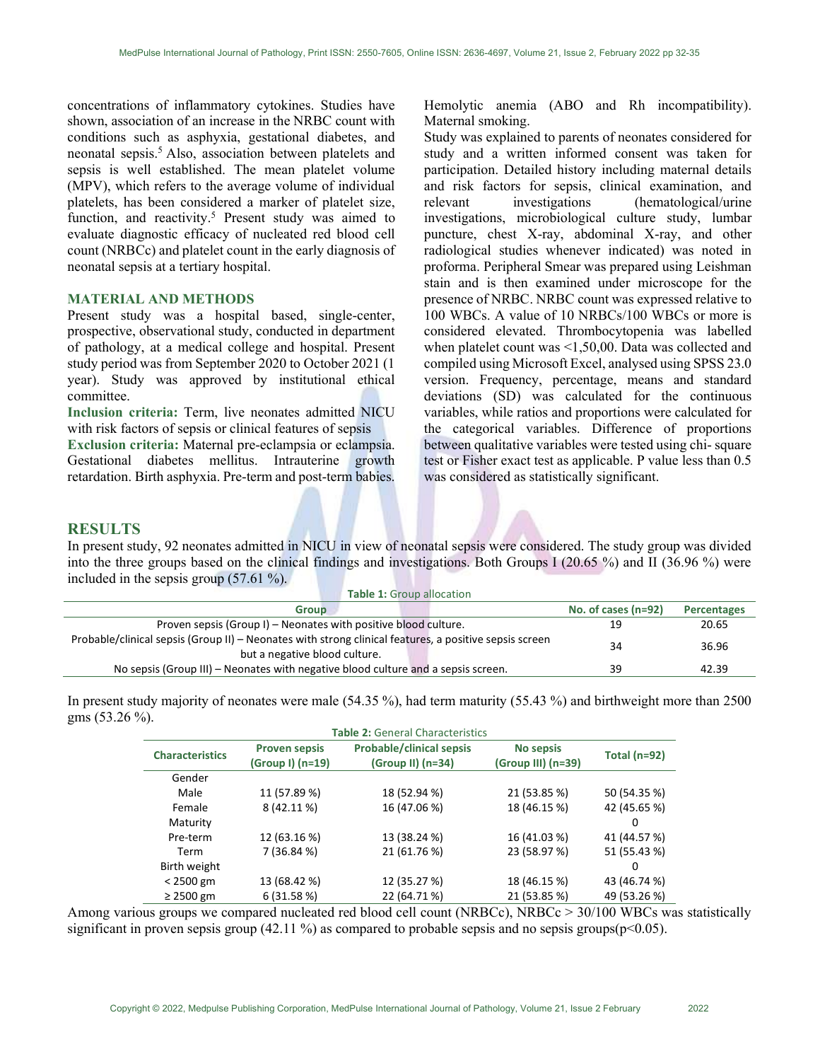concentrations of inflammatory cytokines. Studies have shown, association of an increase in the NRBC count with conditions such as asphyxia, gestational diabetes, and neonatal sepsis.[5] Also, association between platelets and sepsis is well established. The mean platelet volume (MPV), which refers to the average volume of individual platelets, has been considered a marker of platelet size, function, and reactivity.[5] Present study was aimed to evaluate diagnostic efficacy of nucleated red blood cell count (NRBCc) and platelet count in the early diagnosis of neonatal sepsis at a tertiary hospital.

## MATERIAL AND METHODS

Present study was a hospital based, single-center, prospective, observational study, conducted in department of pathology, at a medical college and hospital. Present study period was from September 2020 to October 2021 (1 year). Study was approved by institutional ethical committee.

**Inclusion criteria:** Term, live neonates admitted NICU with risk factors of sepsis or clinical features of sepsis

**Exclusion criteria:** Maternal pre-eclampsia or eclampsia. Gestational diabetes mellitus. Intrauterine growth retardation. Birth asphyxia. Pre-term and post-term babies. Hemolytic anemia (ABO and Rh incompatibility). Maternal smoking.

Study was explained to parents of neonates considered for study and a written informed consent was taken for participation. Detailed history including maternal details and risk factors for sepsis, clinical examination, and relevant investigations (hematological/urine investigations, microbiological culture study, lumbar puncture, chest X-ray, abdominal X-ray, and other radiological studies whenever indicated) was noted in proforma. Peripheral Smear was prepared using Leishman stain and is then examined under microscope for the presence of NRBC. NRBC count was expressed relative to 100 WBCs. A value of 10 NRBCs/100 WBCs or more is considered elevated. Thrombocytopenia was labelled when platelet count was <1,50,00. Data was collected and compiled using Microsoft Excel, analysed using SPSS 23.0 version. Frequency, percentage, means and standard deviations (SD) was calculated for the continuous variables, while ratios and proportions were calculated for the categorical variables. Difference of proportions between qualitative variables were tested using chi- square test or Fisher exact test as applicable. P value less than 0.5 was considered as statistically significant.

## RESULTS

In present study, 92 neonates admitted in NICU in view of neonatal sepsis were considered. The study group was divided into the three groups based on the clinical findings and investigations. Both Groups I (20.65 %) and II (36.96 %) were included in the sepsis group (57.61 %).

**Table 1:** Group allocation

| Group | No. of cases (n=92) | Percentages |
|---|---|---|
| Proven sepsis (Group I) – Neonates with positive blood culture. | 19 | 20.65 |
| Probable/clinical sepsis (Group II) – Neonates with strong clinical features, a positive sepsis screen but a negative blood culture. | 34 | 36.96 |
| No sepsis (Group III) – Neonates with negative blood culture and a sepsis screen. | 39 | 42.39 |

In present study majority of neonates were male (54.35 %), had term maturity (55.43 %) and birthweight more than 2500 gms (53.26 %).

**Table 2:** General Characteristics

| Characteristics | Proven sepsis (Group I) (n=19) | Probable/clinical sepsis (Group II) (n=34) | No sepsis (Group III) (n=39) | Total (n=92) |
|---|---|---|---|---|
| Gender | | | | |
| Male | 11 (57.89 %) | 18 (52.94 %) | 21 (53.85 %) | 50 (54.35 %) |
| Female | 8 (42.11 %) | 16 (47.06 %) | 18 (46.15 %) | 42 (45.65 %) |
| Maturity | | | | 0 |
| Pre-term | 12 (63.16 %) | 13 (38.24 %) | 16 (41.03 %) | 41 (44.57 %) |
| Term | 7 (36.84 %) | 21 (61.76 %) | 23 (58.97 %) | 51 (55.43 %) |
| Birth weight | | | | 0 |
| < 2500 gm | 13 (68.42 %) | 12 (35.27 %) | 18 (46.15 %) | 43 (46.74 %) |
| ≥ 2500 gm | 6 (31.58 %) | 22 (64.71 %) | 21 (53.85 %) | 49 (53.26 %) |

Among various groups we compared nucleated red blood cell count (NRBCc), NRBCc > 30/100 WBCs was statistically significant in proven sepsis group (42.11 %) as compared to probable sepsis and no sepsis groups($p<0.05$).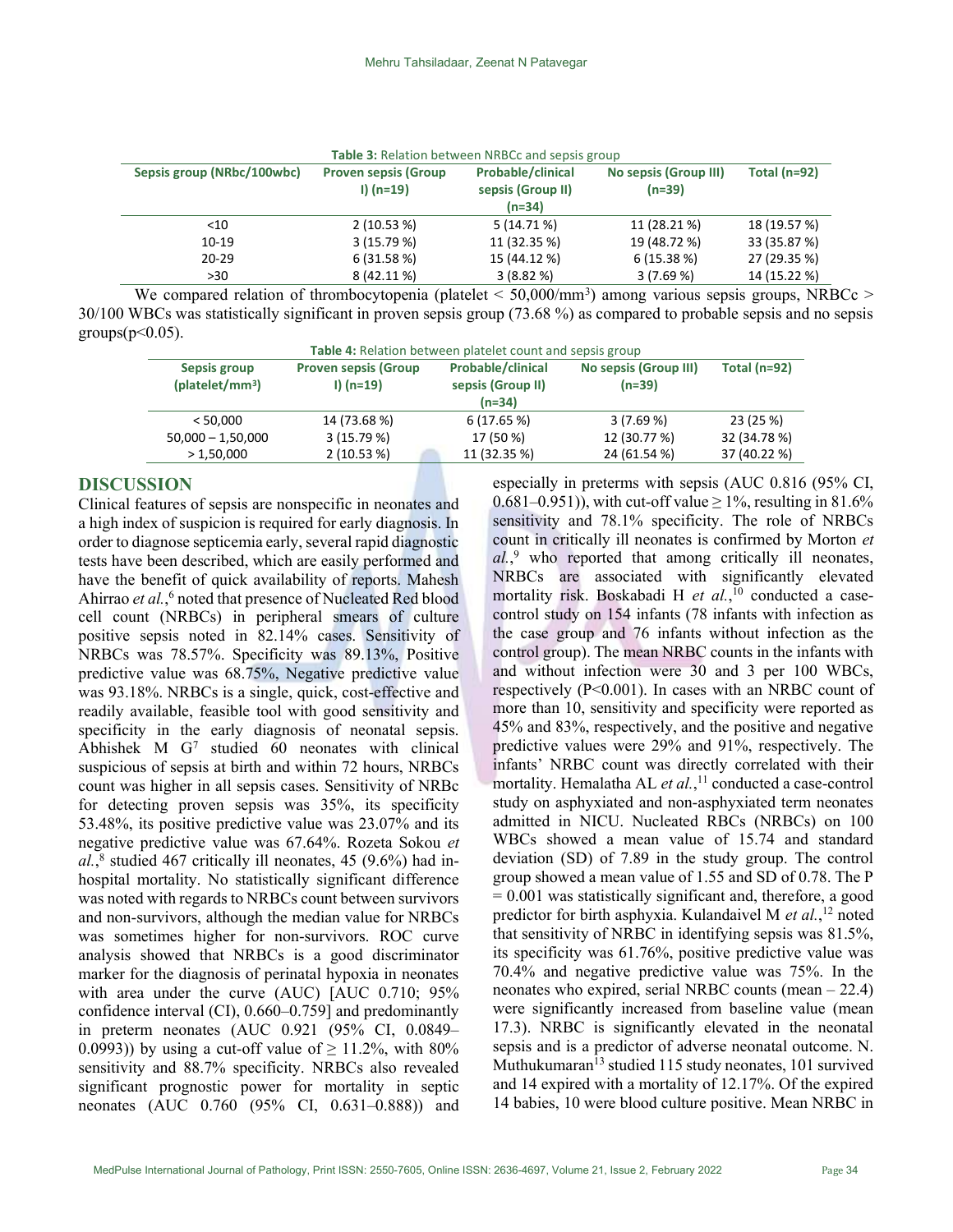**Table 3:** Relation between NRBCc and sepsis group

| Sepsis group (NRbc/100wbc) | Proven sepsis (Group I) (n=19) | Probable/clinical sepsis (Group II) (n=34) | No sepsis (Group III) (n=39) | Total (n=92) |
|---|---|---|---|---|
| <10 | 2 (10.53 %) | 5 (14.71 %) | 11 (28.21 %) | 18 (19.57 %) |
| 10-19 | 3 (15.79 %) | 11 (32.35 %) | 19 (48.72 %) | 33 (35.87 %) |
| 20-29 | 6 (31.58 %) | 15 (44.12 %) | 6 (15.38 %) | 27 (29.35 %) |
| >30 | 8 (42.11 %) | 3 (8.82 %) | 3 (7.69 %) | 14 (15.22 %) |

We compared relation of thrombocytopenia (platelet < 50,000/mm$^3$) among various sepsis groups, NRBCc > 30/100 WBCs was statistically significant in proven sepsis group (73.68 %) as compared to probable sepsis and no sepsis groups($p<0.05$).

**Table 4:** Relation between platelet count and sepsis group

| Sepsis group (platelet/mm$^3$) | Proven sepsis (Group I) (n=19) | Probable/clinical sepsis (Group II) (n=34) | No sepsis (Group III) (n=39) | Total (n=92) |
|---|---|---|---|---|
| < 50,000 | 14 (73.68 %) | 6 (17.65 %) | 3 (7.69 %) | 23 (25 %) |
| 50,000 – 1,50,000 | 3 (15.79 %) | 17 (50 %) | 12 (30.77 %) | 32 (34.78 %) |
| > 1,50,000 | 2 (10.53 %) | 11 (32.35 %) | 24 (61.54 %) | 37 (40.22 %) |

## DISCUSSION

Clinical features of sepsis are nonspecific in neonates and a high index of suspicion is required for early diagnosis. In order to diagnose septicemia early, several rapid diagnostic tests have been described, which are easily performed and have the benefit of quick availability of reports. Mahesh Ahirrao *et al.*,[6] noted that presence of Nucleated Red blood cell count (NRBCs) in peripheral smears of culture positive sepsis noted in 82.14% cases. Sensitivity of NRBCs was 78.57%. Specificity was 89.13%, Positive predictive value was 68.75%, Negative predictive value was 93.18%. NRBCs is a single, quick, cost-effective and readily available, feasible tool with good sensitivity and specificity in the early diagnosis of neonatal sepsis. Abhishek M G[7] studied 60 neonates with clinical suspicious of sepsis at birth and within 72 hours, NRBCs count was higher in all sepsis cases. Sensitivity of NRBc for detecting proven sepsis was 35%, its specificity 53.48%, its positive predictive value was 23.07% and its negative predictive value was 67.64%. Rozeta Sokou *et al.*,[8] studied 467 critically ill neonates, 45 (9.6%) had in-hospital mortality. No statistically significant difference was noted with regards to NRBCs count between survivors and non-survivors, although the median value for NRBCs was sometimes higher for non-survivors. ROC curve analysis showed that NRBCs is a good discriminator marker for the diagnosis of perinatal hypoxia in neonates with area under the curve (AUC) [AUC 0.710; 95% confidence interval (CI), 0.660–0.759] and predominantly in preterm neonates (AUC 0.921 (95% CI, 0.0849–0.0993)) by using a cut-off value of ≥ 11.2%, with 80% sensitivity and 88.7% specificity. NRBCs also revealed significant prognostic power for mortality in septic neonates (AUC 0.760 (95% CI, 0.631–0.888)) and especially in preterms with sepsis (AUC 0.816 (95% CI, 0.681–0.951)), with cut-off value ≥ 1%, resulting in 81.6% sensitivity and 78.1% specificity. The role of NRBCs count in critically ill neonates is confirmed by Morton *et al.*,[9] who reported that among critically ill neonates, NRBCs are associated with significantly elevated mortality risk. Boskabadi H *et al.*,[10] conducted a case-control study on 154 infants (78 infants with infection as the case group and 76 infants without infection as the control group). The mean NRBC counts in the infants with and without infection were 30 and 3 per 100 WBCs, respectively ($P<0.001$). In cases with an NRBC count of more than 10, sensitivity and specificity were reported as 45% and 83%, respectively, and the positive and negative predictive values were 29% and 91%, respectively. The infants' NRBC count was directly correlated with their mortality. Hemalatha AL *et al.*,[11] conducted a case-control study on asphyxiated and non-asphyxiated term neonates admitted in NICU. Nucleated RBCs (NRBCs) on 100 WBCs showed a mean value of 15.74 and standard deviation (SD) of 7.89 in the study group. The control group showed a mean value of 1.55 and SD of 0.78. The $P = 0.001$ was statistically significant and, therefore, a good predictor for birth asphyxia. Kulandaivel M *et al.*,[12] noted that sensitivity of NRBC in identifying sepsis was 81.5%, its specificity was 61.76%, positive predictive value was 70.4% and negative predictive value was 75%. In the neonates who expired, serial NRBC counts (mean – 22.4) were significantly increased from baseline value (mean 17.3). NRBC is significantly elevated in the neonatal sepsis and is a predictor of adverse neonatal outcome. N. Muthukumaran[13] studied 115 study neonates, 101 survived and 14 expired with a mortality of 12.17%. Of the expired 14 babies, 10 were blood culture positive. Mean NRBC in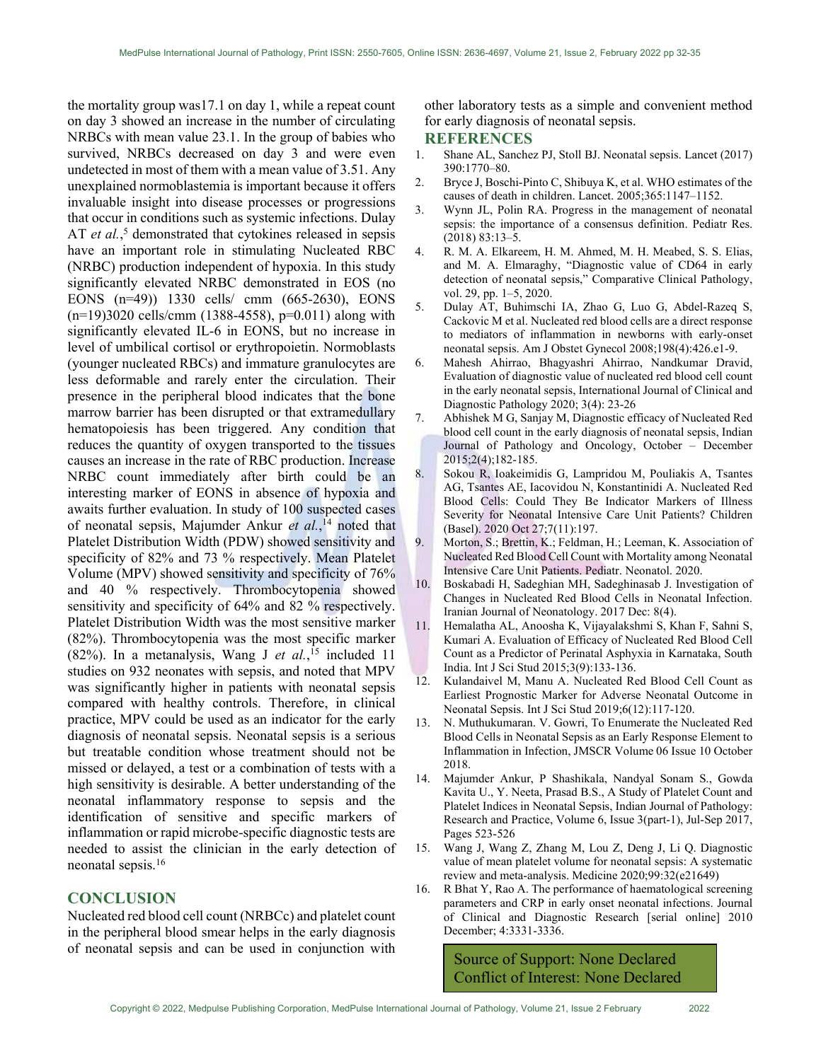the mortality group was17.1 on day 1, while a repeat count on day 3 showed an increase in the number of circulating NRBCs with mean value 23.1. In the group of babies who survived, NRBCs decreased on day 3 and were even undetected in most of them with a mean value of 3.51. Any unexplained normoblastemia is important because it offers invaluable insight into disease processes or progressions that occur in conditions such as systemic infections. Dulay AT *et al.*,[5] demonstrated that cytokines released in sepsis have an important role in stimulating Nucleated RBC (NRBC) production independent of hypoxia. In this study significantly elevated NRBC demonstrated in EOS (no EONS (n=49)) 1330 cells/ cmm (665-2630), EONS (n=19)3020 cells/cmm (1388-4558), p=0.011) along with significantly elevated IL-6 in EONS, but no increase in level of umbilical cortisol or erythropoietin. Normoblasts (younger nucleated RBCs) and immature granulocytes are less deformable and rarely enter the circulation. Their presence in the peripheral blood indicates that the bone marrow barrier has been disrupted or that extramedullary hematopoiesis has been triggered. Any condition that reduces the quantity of oxygen transported to the tissues causes an increase in the rate of RBC production. Increase NRBC count immediately after birth could be an interesting marker of EONS in absence of hypoxia and awaits further evaluation. In study of 100 suspected cases of neonatal sepsis, Majumder Ankur *et al.*,[14] noted that Platelet Distribution Width (PDW) showed sensitivity and specificity of 82% and 73 % respectively. Mean Platelet Volume (MPV) showed sensitivity and specificity of 76% and 40 % respectively. Thrombocytopenia showed sensitivity and specificity of 64% and 82 % respectively. Platelet Distribution Width was the most sensitive marker (82%). Thrombocytopenia was the most specific marker (82%). In a metanalysis, Wang J *et al.*,[15] included 11 studies on 932 neonates with sepsis, and noted that MPV was significantly higher in patients with neonatal sepsis compared with healthy controls. Therefore, in clinical practice, MPV could be used as an indicator for the early diagnosis of neonatal sepsis. Neonatal sepsis is a serious but treatable condition whose treatment should not be missed or delayed, a test or a combination of tests with a high sensitivity is desirable. A better understanding of the neonatal inflammatory response to sepsis and the identification of sensitive and specific markers of inflammation or rapid microbe-specific diagnostic tests are needed to assist the clinician in the early detection of neonatal sepsis.[16]

## CONCLUSION

Nucleated red blood cell count (NRBCc) and platelet count in the peripheral blood smear helps in the early diagnosis of neonatal sepsis and can be used in conjunction with other laboratory tests as a simple and convenient method for early diagnosis of neonatal sepsis.

## REFERENCES

1. Shane AL, Sanchez PJ, Stoll BJ. Neonatal sepsis. Lancet (2017) 390:1770–80.
2. Bryce J, Boschi-Pinto C, Shibuya K, et al. WHO estimates of the causes of death in children. Lancet. 2005;365:1147–1152.
3. Wynn JL, Polin RA. Progress in the management of neonatal sepsis: the importance of a consensus definition. Pediatr Res. (2018) 83:13–5.
4. R. M. A. Elkareem, H. M. Ahmed, M. H. Meabed, S. S. Elias, and M. A. Elmaraghy, "Diagnostic value of CD64 in early detection of neonatal sepsis," Comparative Clinical Pathology, vol. 29, pp. 1–5, 2020.
5. Dulay AT, Buhimschi IA, Zhao G, Luo G, Abdel-Razeq S, Cackovic M et al. Nucleated red blood cells are a direct response to mediators of inflammation in newborns with early-onset neonatal sepsis. Am J Obstet Gynecol 2008;198(4):426.e1-9.
6. Mahesh Ahirrao, Bhagyashri Ahirrao, Nandkumar Dravid, Evaluation of diagnostic value of nucleated red blood cell count in the early neonatal sepsis, International Journal of Clinical and Diagnostic Pathology 2020; 3(4): 23-26
7. Abhishek M G, Sanjay M, Diagnostic efficacy of Nucleated Red blood cell count in the early diagnosis of neonatal sepsis, Indian Journal of Pathology and Oncology, October – December 2015;2(4);182-185.
8. Sokou R, Ioakeimidis G, Lampridou M, Pouliakis A, Tsantes AG, Tsantes AE, Iacovidou N, Konstantinidi A. Nucleated Red Blood Cells: Could They Be Indicator Markers of Illness Severity for Neonatal Intensive Care Unit Patients? Children (Basel). 2020 Oct 27;7(11):197.
9. Morton, S.; Brettin, K.; Feldman, H.; Leeman, K. Association of Nucleated Red Blood Cell Count with Mortality among Neonatal Intensive Care Unit Patients. Pediatr. Neonatol. 2020.
10. Boskabadi H, Sadeghian MH, Sadeghinasab J. Investigation of Changes in Nucleated Red Blood Cells in Neonatal Infection. Iranian Journal of Neonatology. 2017 Dec: 8(4).
11. Hemalatha AL, Anoosha K, Vijayalakshmi S, Khan F, Sahni S, Kumari A. Evaluation of Efficacy of Nucleated Red Blood Cell Count as a Predictor of Perinatal Asphyxia in Karnataka, South India. Int J Sci Stud 2015;3(9):133-136.
12. Kulandaivel M, Manu A. Nucleated Red Blood Cell Count as Earliest Prognostic Marker for Adverse Neonatal Outcome in Neonatal Sepsis. Int J Sci Stud 2019;6(12):117-120.
13. N. Muthukumaran. V. Gowri, To Enumerate the Nucleated Red Blood Cells in Neonatal Sepsis as an Early Response Element to Inflammation in Infection, JMSCR Volume 06 Issue 10 October 2018.
14. Majumder Ankur, P Shashikala, Nandyal Sonam S., Gowda Kavita U., Y. Neeta, Prasad B.S., A Study of Platelet Count and Platelet Indices in Neonatal Sepsis, Indian Journal of Pathology: Research and Practice, Volume 6, Issue 3(part-1), Jul-Sep 2017, Pages 523-526
15. Wang J, Wang Z, Zhang M, Lou Z, Deng J, Li Q. Diagnostic value of mean platelet volume for neonatal sepsis: A systematic review and meta-analysis. Medicine 2020;99:32(e21649)
16. R Bhat Y, Rao A. The performance of haematological screening parameters and CRP in early onset neonatal infections. Journal of Clinical and Diagnostic Research [serial online] 2010 December; 4:3331-3336.

Source of Support: None Declared
Conflict of Interest: None Declared